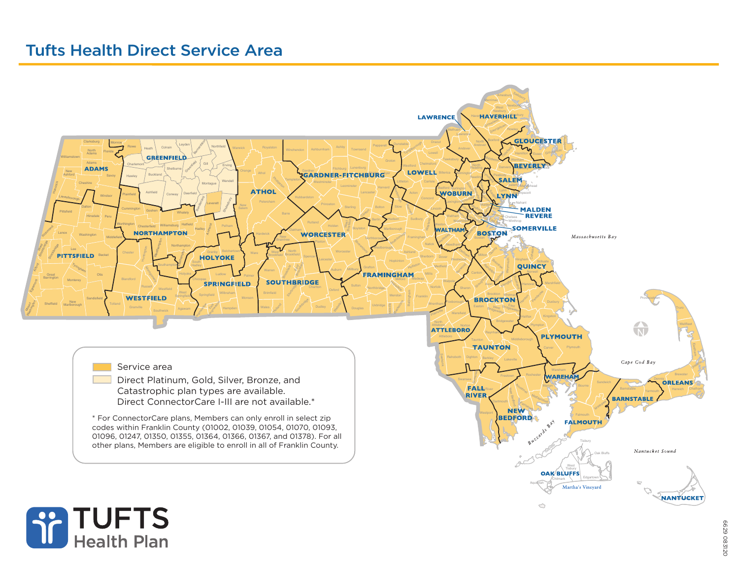# Tufts Health Direct Service Area

- Service area
- Direct Platinum, Gold, Silver, Bronze, and Catastrophic plan types are available. Direct ConnectorCare I-III are not available.*

* For ConnectorCare plans, Members can only enroll in select zip codes within Franklin County (01002, 01039, 01054, 01070, 01093, 01096, 01247, 01350, 01355, 01364, 01366, 01367, and 01378). For all other plans, Members are eligible to enroll in all of Franklin County.

TUFTS Health Plan

6629 08/20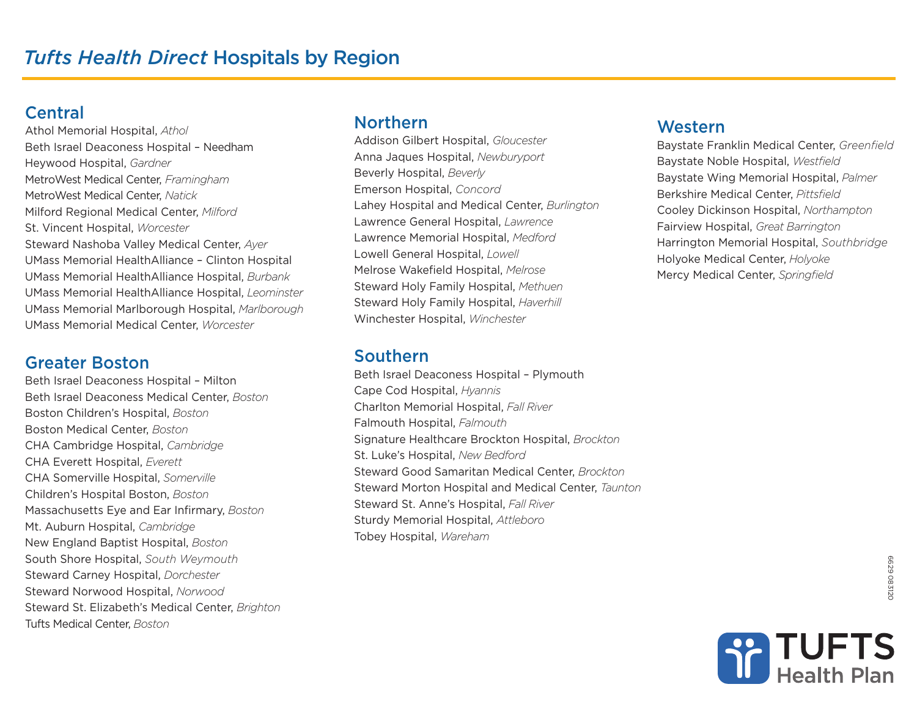# *Tufts Health Direct* Hospitals by Region

## Central

Athol Memorial Hospital, *Athol*
Beth Israel Deaconess Hospital – Needham
Heywood Hospital, *Gardner*
MetroWest Medical Center, *Framingham*
MetroWest Medical Center, *Natick*
Milford Regional Medical Center, *Milford*
St. Vincent Hospital, *Worcester*
Steward Nashoba Valley Medical Center, *Ayer*
UMass Memorial HealthAlliance – Clinton Hospital
UMass Memorial HealthAlliance Hospital, *Burbank*
UMass Memorial HealthAlliance Hospital, *Leominster*
UMass Memorial Marlborough Hospital, *Marlborough*
UMass Memorial Medical Center, *Worcester*

## Greater Boston

Beth Israel Deaconess Hospital – Milton
Beth Israel Deaconess Medical Center, *Boston*
Boston Children's Hospital, *Boston*
Boston Medical Center, *Boston*
CHA Cambridge Hospital, *Cambridge*
CHA Everett Hospital, *Everett*
CHA Somerville Hospital, *Somerville*
Children's Hospital Boston, *Boston*
Massachusetts Eye and Ear Infirmary, *Boston*
Mt. Auburn Hospital, *Cambridge*
New England Baptist Hospital, *Boston*
South Shore Hospital, *South Weymouth*
Steward Carney Hospital, *Dorchester*
Steward Norwood Hospital, *Norwood*
Steward St. Elizabeth's Medical Center, *Brighton*
Tufts Medical Center, *Boston*

## Northern

Addison Gilbert Hospital, *Gloucester*
Anna Jaques Hospital, *Newburyport*
Beverly Hospital, *Beverly*
Emerson Hospital, *Concord*
Lahey Hospital and Medical Center, *Burlington*
Lawrence General Hospital, *Lawrence*
Lawrence Memorial Hospital, *Medford*
Lowell General Hospital, *Lowell*
Melrose Wakefield Hospital, *Melrose*
Steward Holy Family Hospital, *Methuen*
Steward Holy Family Hospital, *Haverhill*
Winchester Hospital, *Winchester*

## Southern

Beth Israel Deaconess Hospital – Plymouth
Cape Cod Hospital, *Hyannis*
Charlton Memorial Hospital, *Fall River*
Falmouth Hospital, *Falmouth*
Signature Healthcare Brockton Hospital, *Brockton*
St. Luke's Hospital, *New Bedford*
Steward Good Samaritan Medical Center, *Brockton*
Steward Morton Hospital and Medical Center, *Taunton*
Steward St. Anne's Hospital, *Fall River*
Sturdy Memorial Hospital, *Attleboro*
Tobey Hospital, *Wareham*

## Western

Baystate Franklin Medical Center, *Greenfield*
Baystate Noble Hospital, *Westfield*
Baystate Wing Memorial Hospital, *Palmer*
Berkshire Medical Center, *Pittsfield*
Cooley Dickinson Hospital, *Northampton*
Fairview Hospital, *Great Barrington*
Harrington Memorial Hospital, *Southbridge*
Holyoke Medical Center, *Holyoke*
Mercy Medical Center, *Springfield*

6629 083120

TUFTS Health Plan